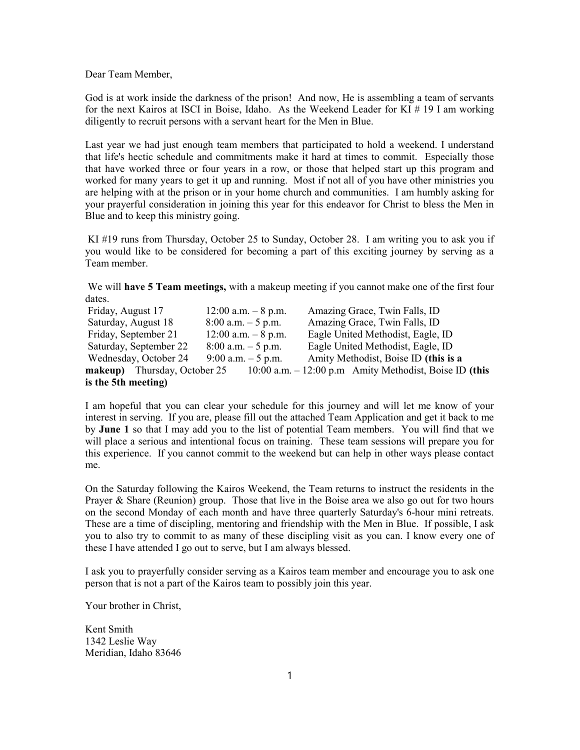Dear Team Member,

God is at work inside the darkness of the prison! And now, He is assembling a team of servants for the next Kairos at ISCI in Boise, Idaho. As the Weekend Leader for KI # 19 I am working diligently to recruit persons with a servant heart for the Men in Blue.

Last year we had just enough team members that participated to hold a weekend. I understand that life's hectic schedule and commitments make it hard at times to commit. Especially those that have worked three or four years in a row, or those that helped start up this program and worked for many years to get it up and running. Most if not all of you have other ministries you are helping with at the prison or in your home church and communities. I am humbly asking for your prayerful consideration in joining this year for this endeavor for Christ to bless the Men in Blue and to keep this ministry going.

KI #19 runs from Thursday, October 25 to Sunday, October 28. I am writing you to ask you if you would like to be considered for becoming a part of this exciting journey by serving as a Team member.

We will **have 5 Team meetings,** with a makeup meeting if you cannot make one of the first four dates.

| Date | Time | Location |
|---|---|---|
| Friday, August 17 | 12:00 a.m. – 8 p.m. | Amazing Grace, Twin Falls, ID |
| Saturday, August 18 | 8:00 a.m. – 5 p.m. | Amazing Grace, Twin Falls, ID |
| Friday, September 21 | 12:00 a.m. – 8 p.m. | Eagle United Methodist, Eagle, ID |
| Saturday, September 22 | 8:00 a.m. – 5 p.m. | Eagle United Methodist, Eagle, ID |
| Wednesday, October 24 | 9:00 a.m. – 5 p.m. | Amity Methodist, Boise ID **(this is a makeup)** |
| Thursday, October 25 | 10:00 a.m. – 12:00 p.m | Amity Methodist, Boise ID **(this is the 5th meeting)** |

I am hopeful that you can clear your schedule for this journey and will let me know of your interest in serving. If you are, please fill out the attached Team Application and get it back to me by **June 1** so that I may add you to the list of potential Team members. You will find that we will place a serious and intentional focus on training. These team sessions will prepare you for this experience. If you cannot commit to the weekend but can help in other ways please contact me.

On the Saturday following the Kairos Weekend, the Team returns to instruct the residents in the Prayer & Share (Reunion) group. Those that live in the Boise area we also go out for two hours on the second Monday of each month and have three quarterly Saturday's 6-hour mini retreats. These are a time of discipling, mentoring and friendship with the Men in Blue. If possible, I ask you to also try to commit to as many of these discipling visit as you can. I know every one of these I have attended I go out to serve, but I am always blessed.

I ask you to prayerfully consider serving as a Kairos team member and encourage you to ask one person that is not a part of the Kairos team to possibly join this year.

Your brother in Christ,

Kent Smith
1342 Leslie Way
Meridian, Idaho 83646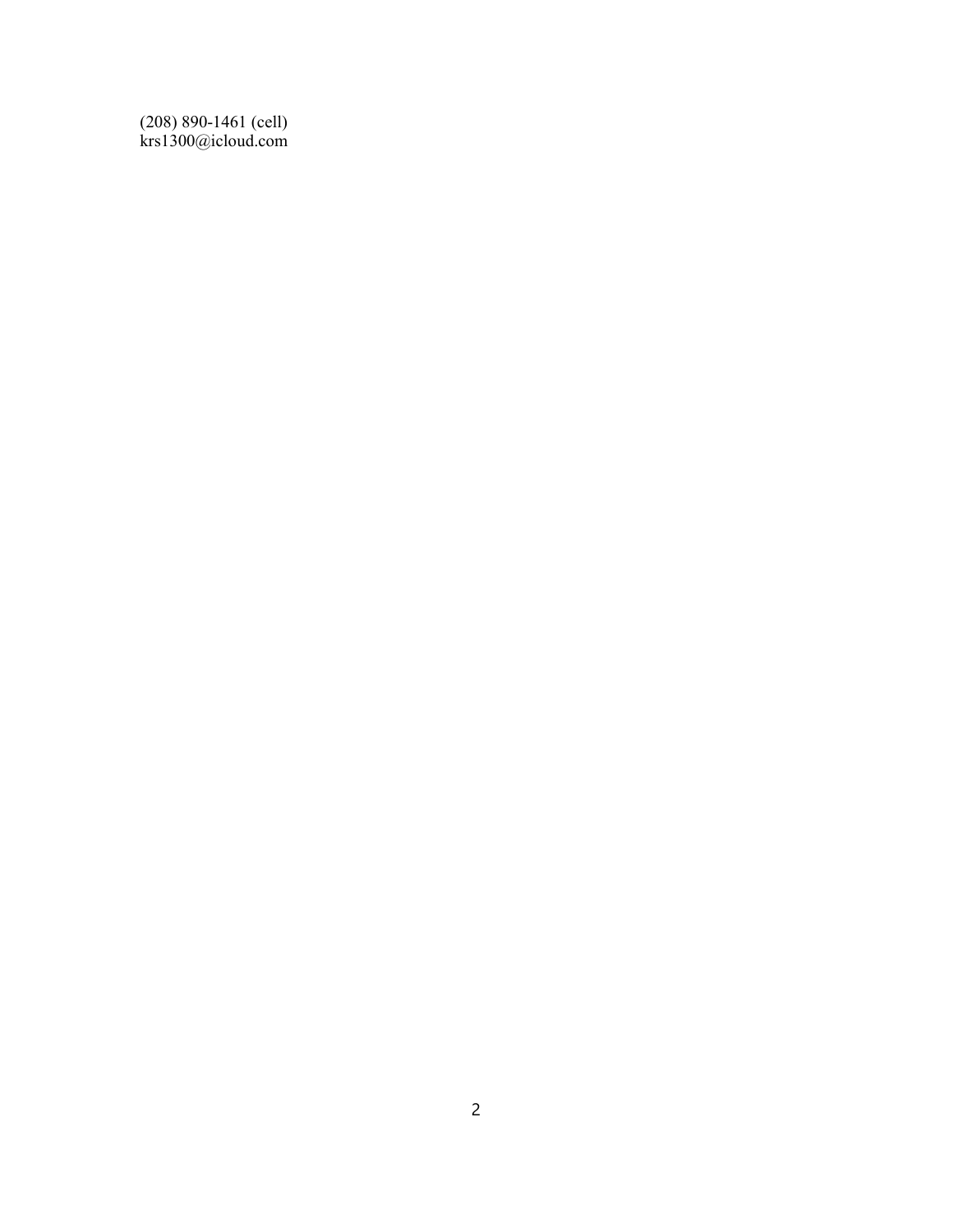(208) 890-1461 (cell)
krs1300@icloud.com